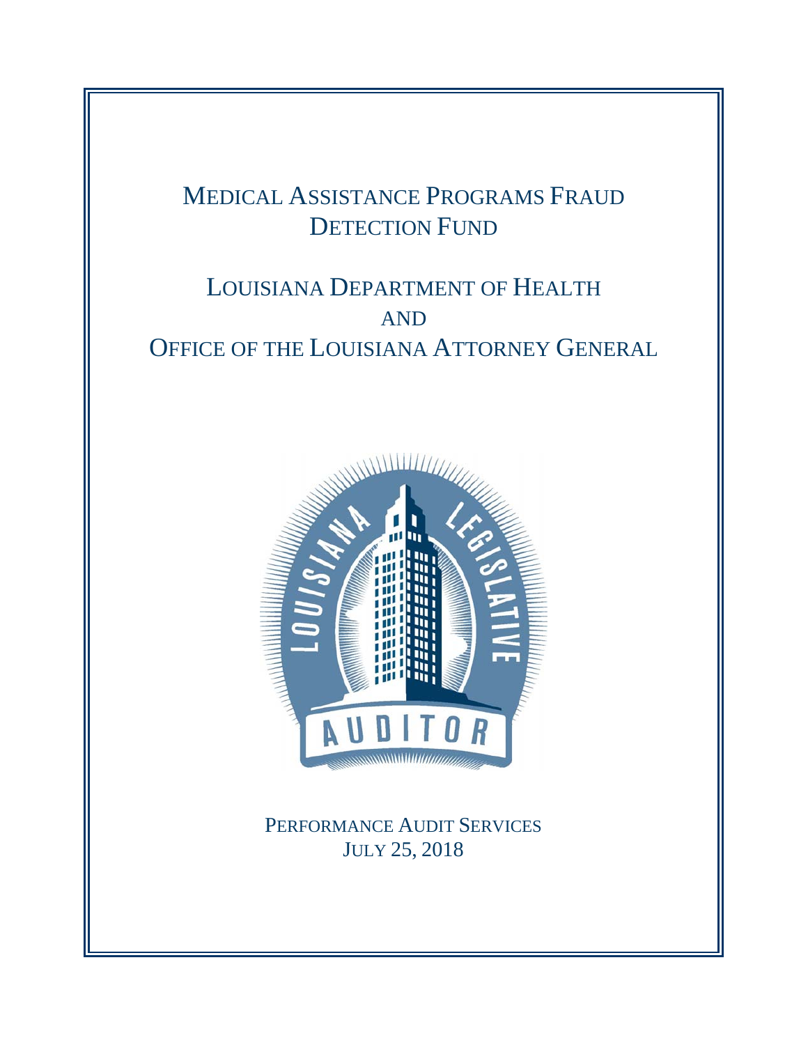# Medical Assistance Programs Fraud Detection Fund

## Louisiana Department of Health and Office of the Louisiana Attorney General

Performance Audit Services
July 25, 2018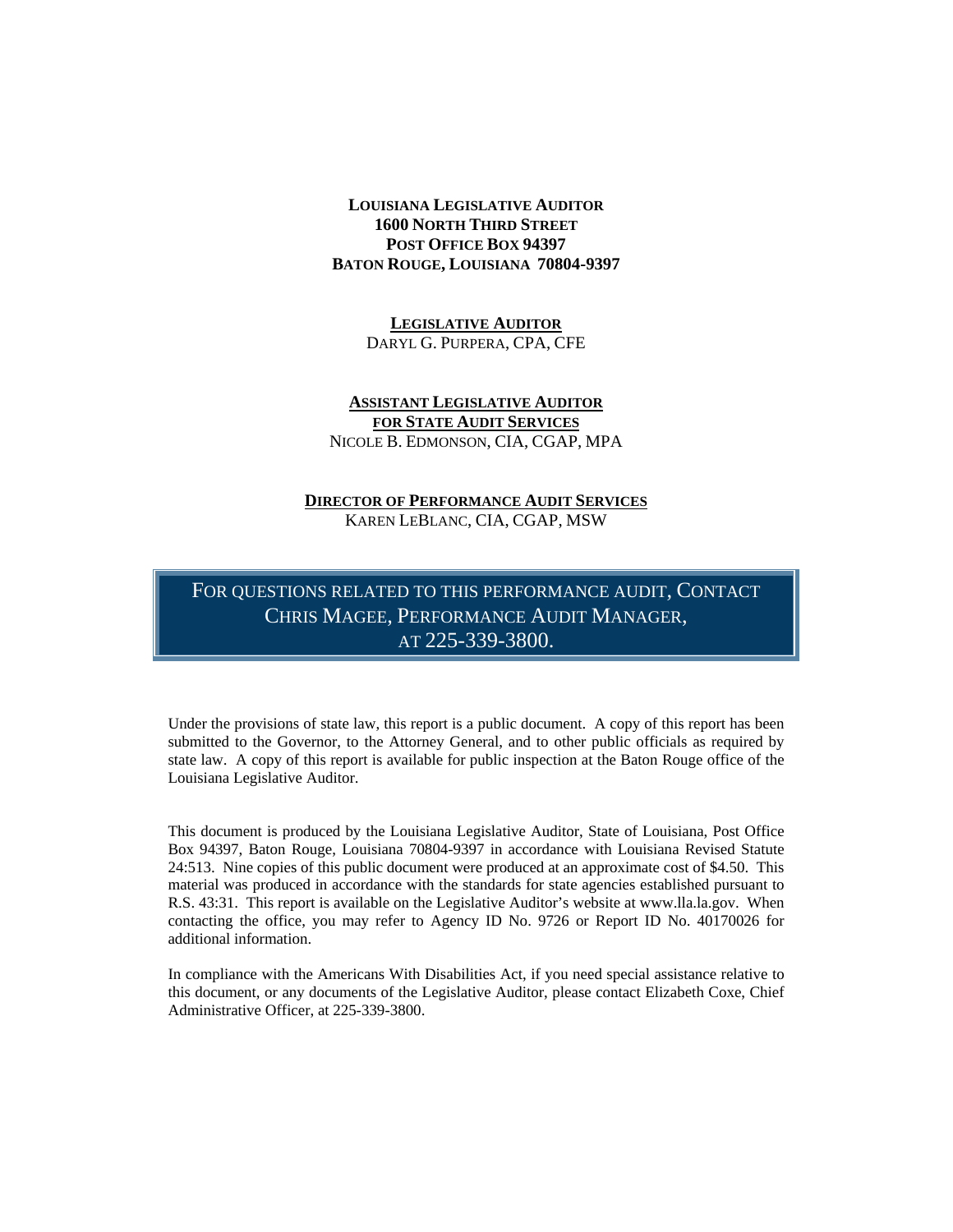**LOUISIANA LEGISLATIVE AUDITOR**
**1600 NORTH THIRD STREET**
**POST OFFICE BOX 94397**
**BATON ROUGE, LOUISIANA 70804-9397**

**LEGISLATIVE AUDITOR**
DARYL G. PURPERA, CPA, CFE

**ASSISTANT LEGISLATIVE AUDITOR FOR STATE AUDIT SERVICES**
NICOLE B. EDMONSON, CIA, CGAP, MPA

**DIRECTOR OF PERFORMANCE AUDIT SERVICES**
KAREN LEBLANC, CIA, CGAP, MSW

FOR QUESTIONS RELATED TO THIS PERFORMANCE AUDIT, CONTACT CHRIS MAGEE, PERFORMANCE AUDIT MANAGER, AT 225-339-3800.

Under the provisions of state law, this report is a public document. A copy of this report has been submitted to the Governor, to the Attorney General, and to other public officials as required by state law. A copy of this report is available for public inspection at the Baton Rouge office of the Louisiana Legislative Auditor.

This document is produced by the Louisiana Legislative Auditor, State of Louisiana, Post Office Box 94397, Baton Rouge, Louisiana 70804-9397 in accordance with Louisiana Revised Statute 24:513. Nine copies of this public document were produced at an approximate cost of $4.50. This material was produced in accordance with the standards for state agencies established pursuant to R.S. 43:31. This report is available on the Legislative Auditor's website at www.lla.la.gov. When contacting the office, you may refer to Agency ID No. 9726 or Report ID No. 40170026 for additional information.

In compliance with the Americans With Disabilities Act, if you need special assistance relative to this document, or any documents of the Legislative Auditor, please contact Elizabeth Coxe, Chief Administrative Officer, at 225-339-3800.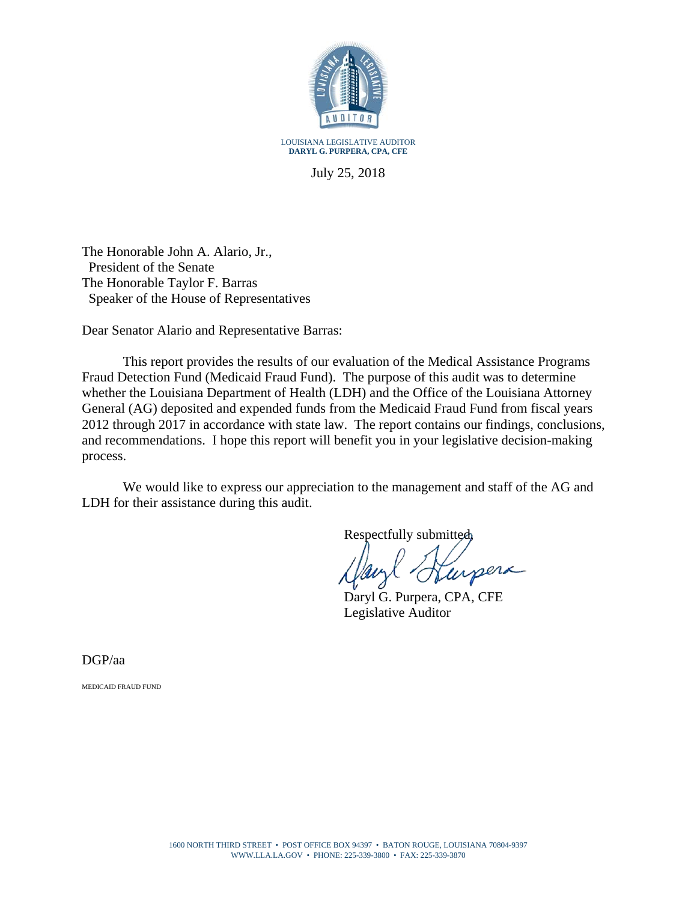LOUISIANA LEGISLATIVE AUDITOR
**DARYL G. PURPERA, CPA, CFE**

July 25, 2018

The Honorable John A. Alario, Jr.,
President of the Senate
The Honorable Taylor F. Barras
Speaker of the House of Representatives

Dear Senator Alario and Representative Barras:

This report provides the results of our evaluation of the Medical Assistance Programs Fraud Detection Fund (Medicaid Fraud Fund). The purpose of this audit was to determine whether the Louisiana Department of Health (LDH) and the Office of the Louisiana Attorney General (AG) deposited and expended funds from the Medicaid Fraud Fund from fiscal years 2012 through 2017 in accordance with state law. The report contains our findings, conclusions, and recommendations. I hope this report will benefit you in your legislative decision-making process.

We would like to express our appreciation to the management and staff of the AG and LDH for their assistance during this audit.

Respectfully submitted,

Daryl G. Purpera, CPA, CFE
Legislative Auditor

DGP/aa

MEDICAID FRAUD FUND

1600 NORTH THIRD STREET • POST OFFICE BOX 94397 • BATON ROUGE, LOUISIANA 70804-9397
WWW.LLA.LA.GOV • PHONE: 225-339-3800 • FAX: 225-339-3870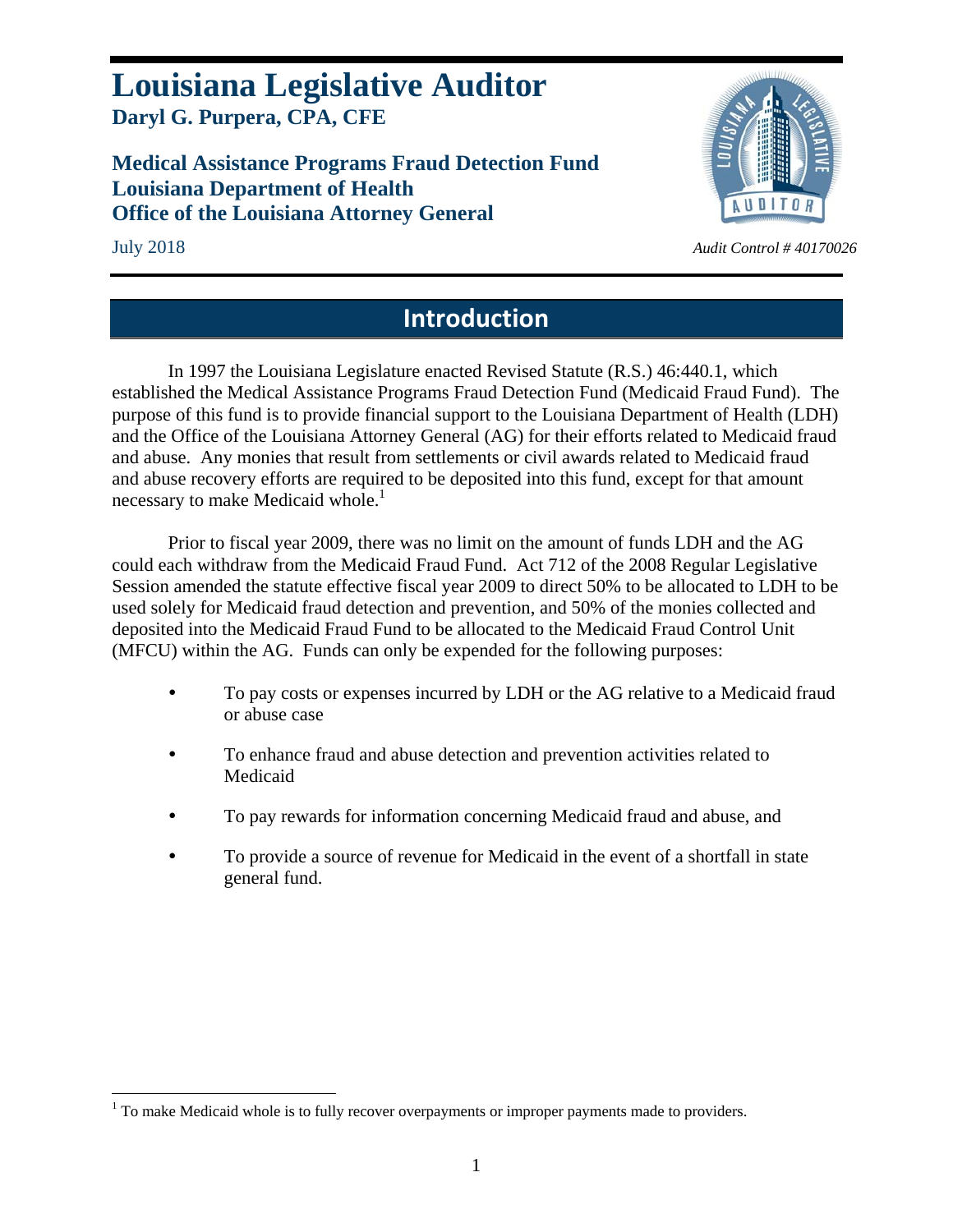# Louisiana Legislative Auditor

**Daryl G. Purpera, CPA, CFE**

## Medical Assistance Programs Fraud Detection Fund
## Louisiana Department of Health
## Office of the Louisiana Attorney General

July 2018

*Audit Control # 40170026*

## Introduction

In 1997 the Louisiana Legislature enacted Revised Statute (R.S.) 46:440.1, which established the Medical Assistance Programs Fraud Detection Fund (Medicaid Fraud Fund). The purpose of this fund is to provide financial support to the Louisiana Department of Health (LDH) and the Office of the Louisiana Attorney General (AG) for their efforts related to Medicaid fraud and abuse. Any monies that result from settlements or civil awards related to Medicaid fraud and abuse recovery efforts are required to be deposited into this fund, except for that amount necessary to make Medicaid whole.[1]

Prior to fiscal year 2009, there was no limit on the amount of funds LDH and the AG could each withdraw from the Medicaid Fraud Fund. Act 712 of the 2008 Regular Legislative Session amended the statute effective fiscal year 2009 to direct 50% to be allocated to LDH to be used solely for Medicaid fraud detection and prevention, and 50% of the monies collected and deposited into the Medicaid Fraud Fund to be allocated to the Medicaid Fraud Control Unit (MFCU) within the AG. Funds can only be expended for the following purposes:

- To pay costs or expenses incurred by LDH or the AG relative to a Medicaid fraud or abuse case
- To enhance fraud and abuse detection and prevention activities related to Medicaid
- To pay rewards for information concerning Medicaid fraud and abuse, and
- To provide a source of revenue for Medicaid in the event of a shortfall in state general fund.

---

[1] To make Medicaid whole is to fully recover overpayments or improper payments made to providers.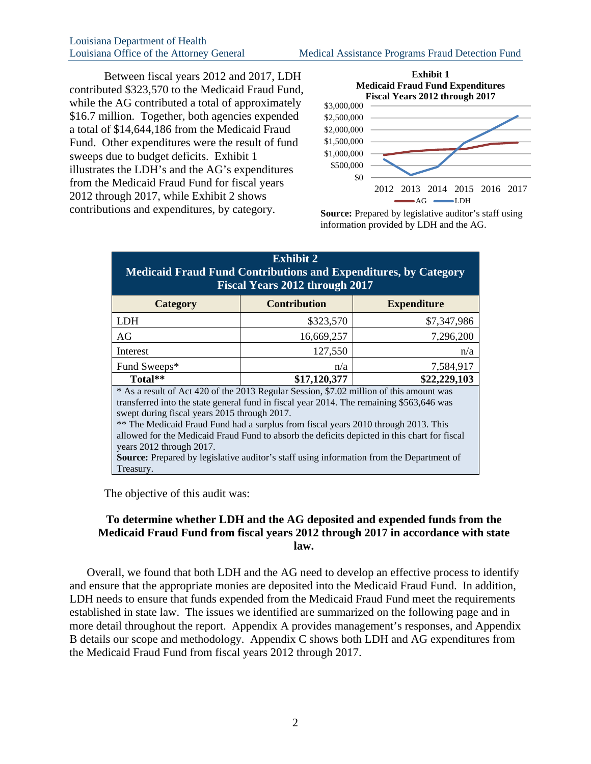Between fiscal years 2012 and 2017, LDH contributed $323,570 to the Medicaid Fraud Fund, while the AG contributed a total of approximately $16.7 million. Together, both agencies expended a total of $14,644,186 from the Medicaid Fraud Fund. Other expenditures were the result of fund sweeps due to budget deficits. Exhibit 1 illustrates the LDH's and the AG's expenditures from the Medicaid Fraud Fund for fiscal years 2012 through 2017, while Exhibit 2 shows contributions and expenditures, by category.

**Exhibit 1**
**Medicaid Fraud Fund Expenditures**
**Fiscal Years 2012 through 2017**

**Source:** Prepared by legislative auditor's staff using information provided by LDH and the AG.

| Category | Contribution | Expenditure |
|---|---|---|
| LDH | $323,570 | $7,347,986 |
| AG | 16,669,257 | 7,296,200 |
| Interest | 127,550 | n/a |
| Fund Sweeps* | n/a | 7,584,917 |
| **Total**** | **$17,120,377** | **$22,229,103** |

**Exhibit 2**
**Medicaid Fraud Fund Contributions and Expenditures, by Category**
**Fiscal Years 2012 through 2017**

* As a result of Act 420 of the 2013 Regular Session, $7.02 million of this amount was transferred into the state general fund in fiscal year 2014. The remaining $563,646 was swept during fiscal years 2015 through 2017.
** The Medicaid Fraud Fund had a surplus from fiscal years 2010 through 2013. This allowed for the Medicaid Fraud Fund to absorb the deficits depicted in this chart for fiscal years 2012 through 2017.
**Source:** Prepared by legislative auditor's staff using information from the Department of Treasury.

The objective of this audit was:

**To determine whether LDH and the AG deposited and expended funds from the Medicaid Fraud Fund from fiscal years 2012 through 2017 in accordance with state law.**

Overall, we found that both LDH and the AG need to develop an effective process to identify and ensure that the appropriate monies are deposited into the Medicaid Fraud Fund. In addition, LDH needs to ensure that funds expended from the Medicaid Fraud Fund meet the requirements established in state law. The issues we identified are summarized on the following page and in more detail throughout the report. Appendix A provides management's responses, and Appendix B details our scope and methodology. Appendix C shows both LDH and AG expenditures from the Medicaid Fraud Fund from fiscal years 2012 through 2017.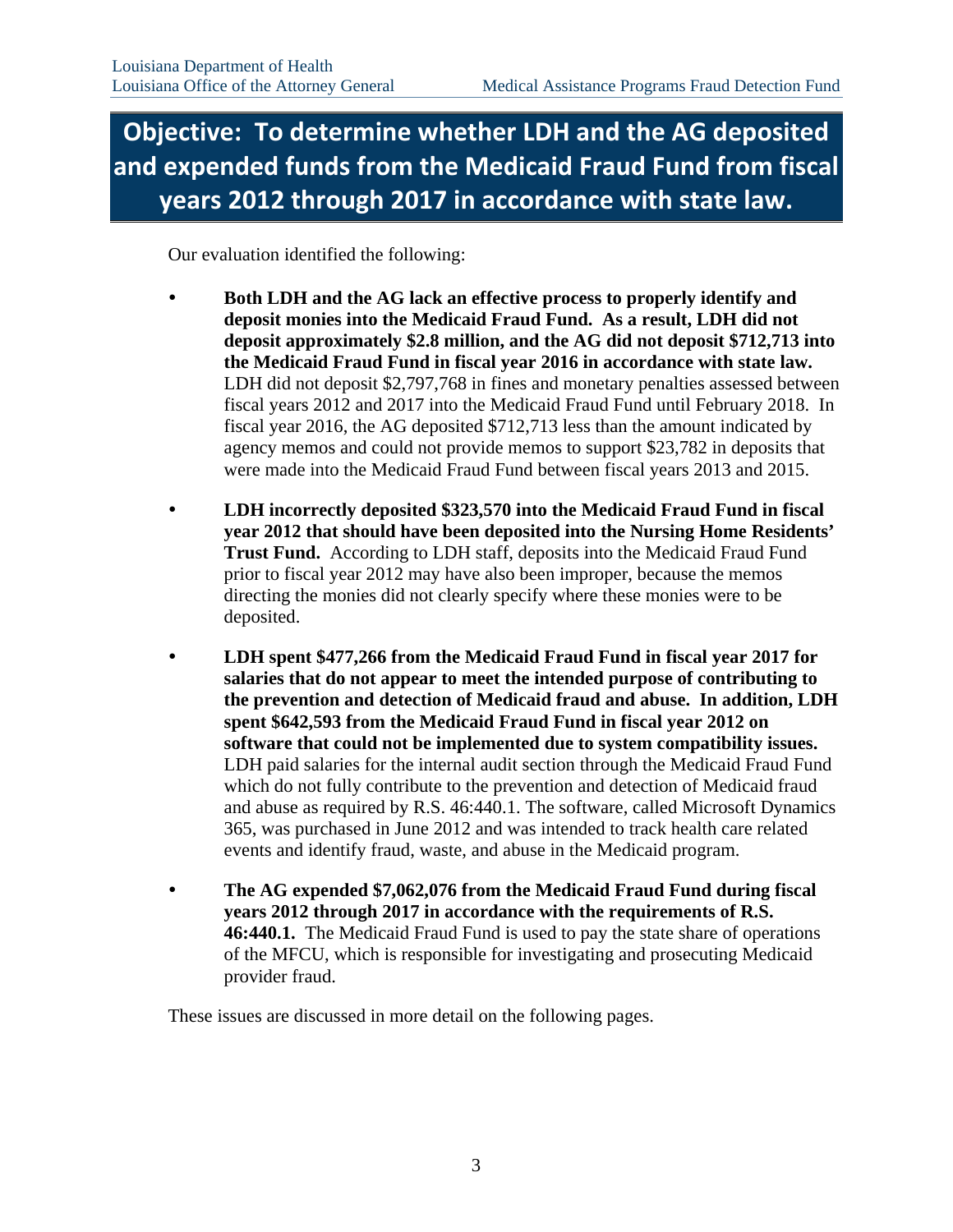## Objective: To determine whether LDH and the AG deposited and expended funds from the Medicaid Fraud Fund from fiscal years 2012 through 2017 in accordance with state law.

Our evaluation identified the following:

- **Both LDH and the AG lack an effective process to properly identify and deposit monies into the Medicaid Fraud Fund. As a result, LDH did not deposit approximately $2.8 million, and the AG did not deposit $712,713 into the Medicaid Fraud Fund in fiscal year 2016 in accordance with state law.** LDH did not deposit $2,797,768 in fines and monetary penalties assessed between fiscal years 2012 and 2017 into the Medicaid Fraud Fund until February 2018. In fiscal year 2016, the AG deposited $712,713 less than the amount indicated by agency memos and could not provide memos to support $23,782 in deposits that were made into the Medicaid Fraud Fund between fiscal years 2013 and 2015.

- **LDH incorrectly deposited $323,570 into the Medicaid Fraud Fund in fiscal year 2012 that should have been deposited into the Nursing Home Residents' Trust Fund.** According to LDH staff, deposits into the Medicaid Fraud Fund prior to fiscal year 2012 may have also been improper, because the memos directing the monies did not clearly specify where these monies were to be deposited.

- **LDH spent $477,266 from the Medicaid Fraud Fund in fiscal year 2017 for salaries that do not appear to meet the intended purpose of contributing to the prevention and detection of Medicaid fraud and abuse. In addition, LDH spent $642,593 from the Medicaid Fraud Fund in fiscal year 2012 on software that could not be implemented due to system compatibility issues.** LDH paid salaries for the internal audit section through the Medicaid Fraud Fund which do not fully contribute to the prevention and detection of Medicaid fraud and abuse as required by R.S. 46:440.1. The software, called Microsoft Dynamics 365, was purchased in June 2012 and was intended to track health care related events and identify fraud, waste, and abuse in the Medicaid program.

- **The AG expended $7,062,076 from the Medicaid Fraud Fund during fiscal years 2012 through 2017 in accordance with the requirements of R.S. 46:440.1.** The Medicaid Fraud Fund is used to pay the state share of operations of the MFCU, which is responsible for investigating and prosecuting Medicaid provider fraud.

These issues are discussed in more detail on the following pages.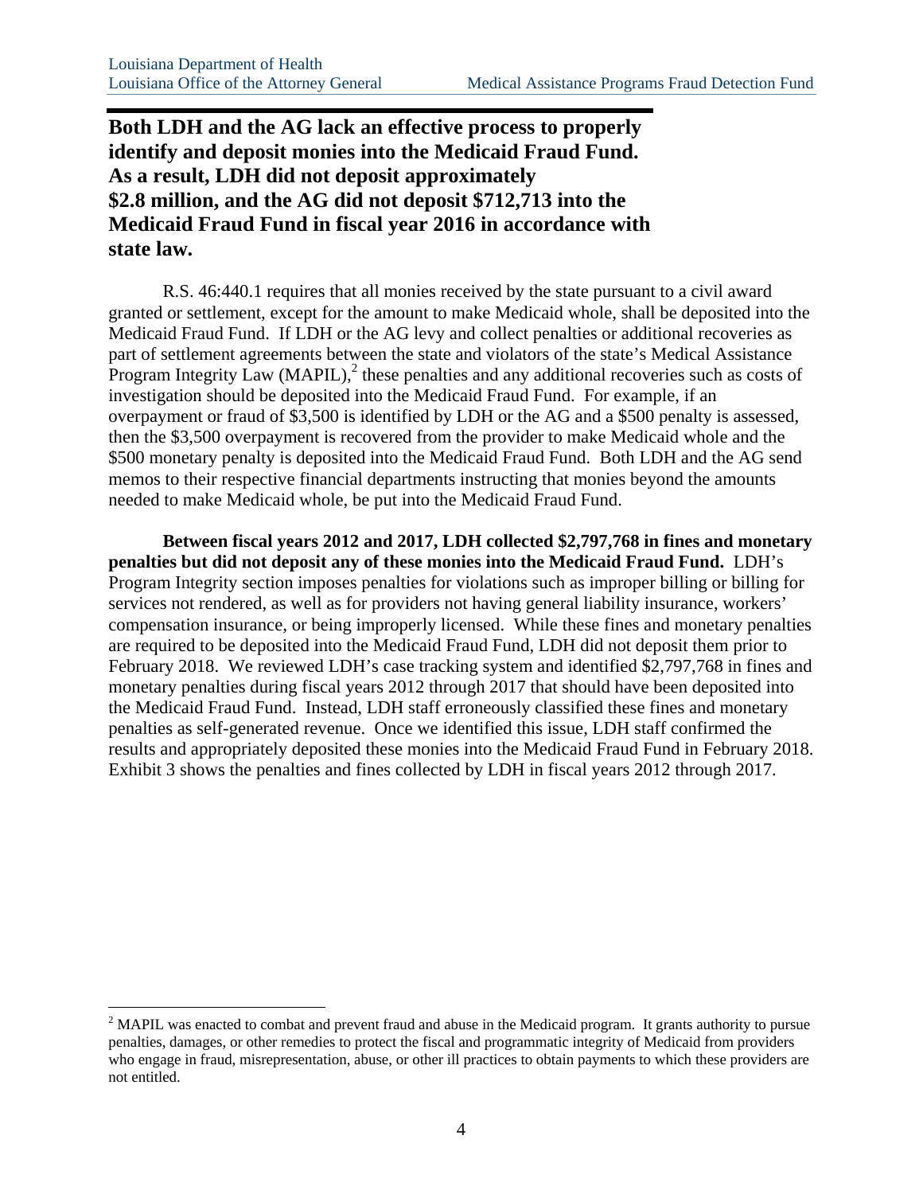**Both LDH and the AG lack an effective process to properly identify and deposit monies into the Medicaid Fraud Fund. As a result, LDH did not deposit approximately $2.8 million, and the AG did not deposit $712,713 into the Medicaid Fraud Fund in fiscal year 2016 in accordance with state law.**

R.S. 46:440.1 requires that all monies received by the state pursuant to a civil award granted or settlement, except for the amount to make Medicaid whole, shall be deposited into the Medicaid Fraud Fund. If LDH or the AG levy and collect penalties or additional recoveries as part of settlement agreements between the state and violators of the state's Medical Assistance Program Integrity Law (MAPIL),[2] these penalties and any additional recoveries such as costs of investigation should be deposited into the Medicaid Fraud Fund. For example, if an overpayment or fraud of $3,500 is identified by LDH or the AG and a $500 penalty is assessed, then the $3,500 overpayment is recovered from the provider to make Medicaid whole and the $500 monetary penalty is deposited into the Medicaid Fraud Fund. Both LDH and the AG send memos to their respective financial departments instructing that monies beyond the amounts needed to make Medicaid whole, be put into the Medicaid Fraud Fund.

**Between fiscal years 2012 and 2017, LDH collected $2,797,768 in fines and monetary penalties but did not deposit any of these monies into the Medicaid Fraud Fund.** LDH's Program Integrity section imposes penalties for violations such as improper billing or billing for services not rendered, as well as for providers not having general liability insurance, workers' compensation insurance, or being improperly licensed. While these fines and monetary penalties are required to be deposited into the Medicaid Fraud Fund, LDH did not deposit them prior to February 2018. We reviewed LDH's case tracking system and identified $2,797,768 in fines and monetary penalties during fiscal years 2012 through 2017 that should have been deposited into the Medicaid Fraud Fund. Instead, LDH staff erroneously classified these fines and monetary penalties as self-generated revenue. Once we identified this issue, LDH staff confirmed the results and appropriately deposited these monies into the Medicaid Fraud Fund in February 2018. Exhibit 3 shows the penalties and fines collected by LDH in fiscal years 2012 through 2017.

[2] MAPIL was enacted to combat and prevent fraud and abuse in the Medicaid program. It grants authority to pursue penalties, damages, or other remedies to protect the fiscal and programmatic integrity of Medicaid from providers who engage in fraud, misrepresentation, abuse, or other ill practices to obtain payments to which these providers are not entitled.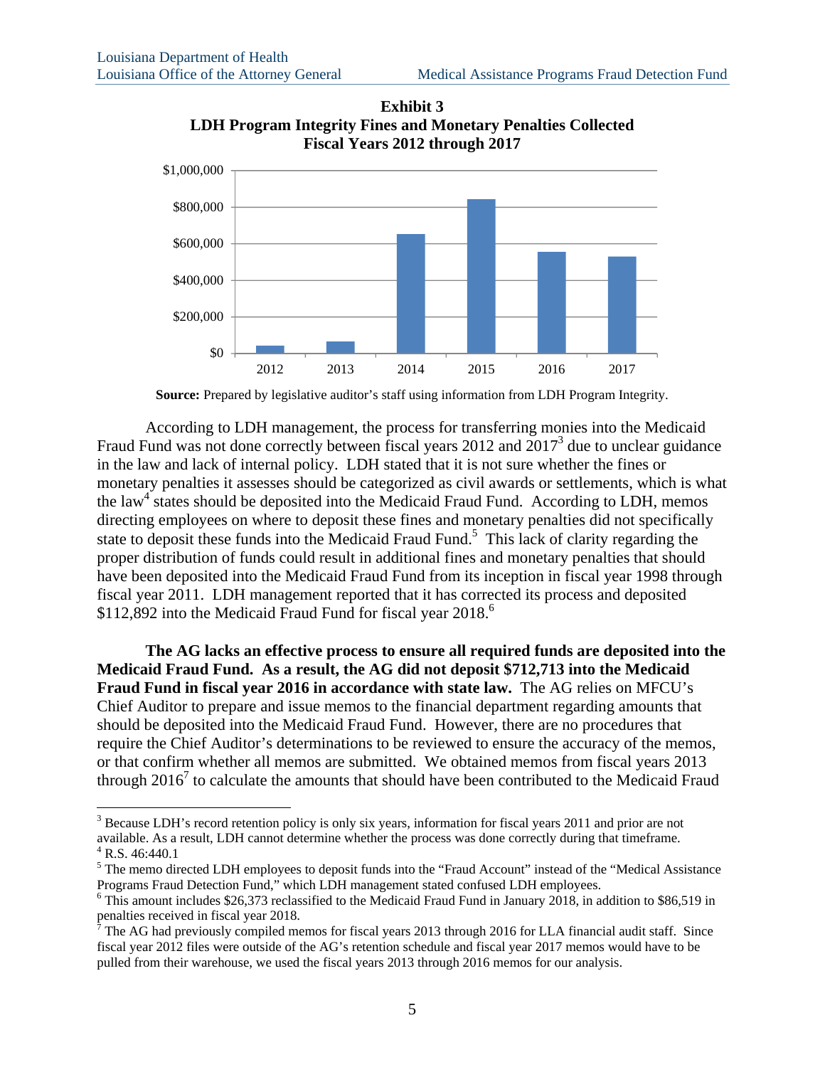**Exhibit 3**
**LDH Program Integrity Fines and Monetary Penalties Collected**
**Fiscal Years 2012 through 2017**

**Source:** Prepared by legislative auditor's staff using information from LDH Program Integrity.

According to LDH management, the process for transferring monies into the Medicaid Fraud Fund was not done correctly between fiscal years 2012 and 2017[3] due to unclear guidance in the law and lack of internal policy. LDH stated that it is not sure whether the fines or monetary penalties it assesses should be categorized as civil awards or settlements, which is what the law[4] states should be deposited into the Medicaid Fraud Fund. According to LDH, memos directing employees on where to deposit these fines and monetary penalties did not specifically state to deposit these funds into the Medicaid Fraud Fund.[5] This lack of clarity regarding the proper distribution of funds could result in additional fines and monetary penalties that should have been deposited into the Medicaid Fraud Fund from its inception in fiscal year 1998 through fiscal year 2011. LDH management reported that it has corrected its process and deposited $112,892 into the Medicaid Fraud Fund for fiscal year 2018.[6]

**The AG lacks an effective process to ensure all required funds are deposited into the Medicaid Fraud Fund. As a result, the AG did not deposit $712,713 into the Medicaid Fraud Fund in fiscal year 2016 in accordance with state law.** The AG relies on MFCU's Chief Auditor to prepare and issue memos to the financial department regarding amounts that should be deposited into the Medicaid Fraud Fund. However, there are no procedures that require the Chief Auditor's determinations to be reviewed to ensure the accuracy of the memos, or that confirm whether all memos are submitted. We obtained memos from fiscal years 2013 through 2016[7] to calculate the amounts that should have been contributed to the Medicaid Fraud

---

[3] Because LDH's record retention policy is only six years, information for fiscal years 2011 and prior are not available. As a result, LDH cannot determine whether the process was done correctly during that timeframe.

[4] R.S. 46:440.1

[5] The memo directed LDH employees to deposit funds into the "Fraud Account" instead of the "Medical Assistance Programs Fraud Detection Fund," which LDH management stated confused LDH employees.

[6] This amount includes $26,373 reclassified to the Medicaid Fraud Fund in January 2018, in addition to $86,519 in penalties received in fiscal year 2018.

[7] The AG had previously compiled memos for fiscal years 2013 through 2016 for LLA financial audit staff. Since fiscal year 2012 files were outside of the AG's retention schedule and fiscal year 2017 memos would have to be pulled from their warehouse, we used the fiscal years 2013 through 2016 memos for our analysis.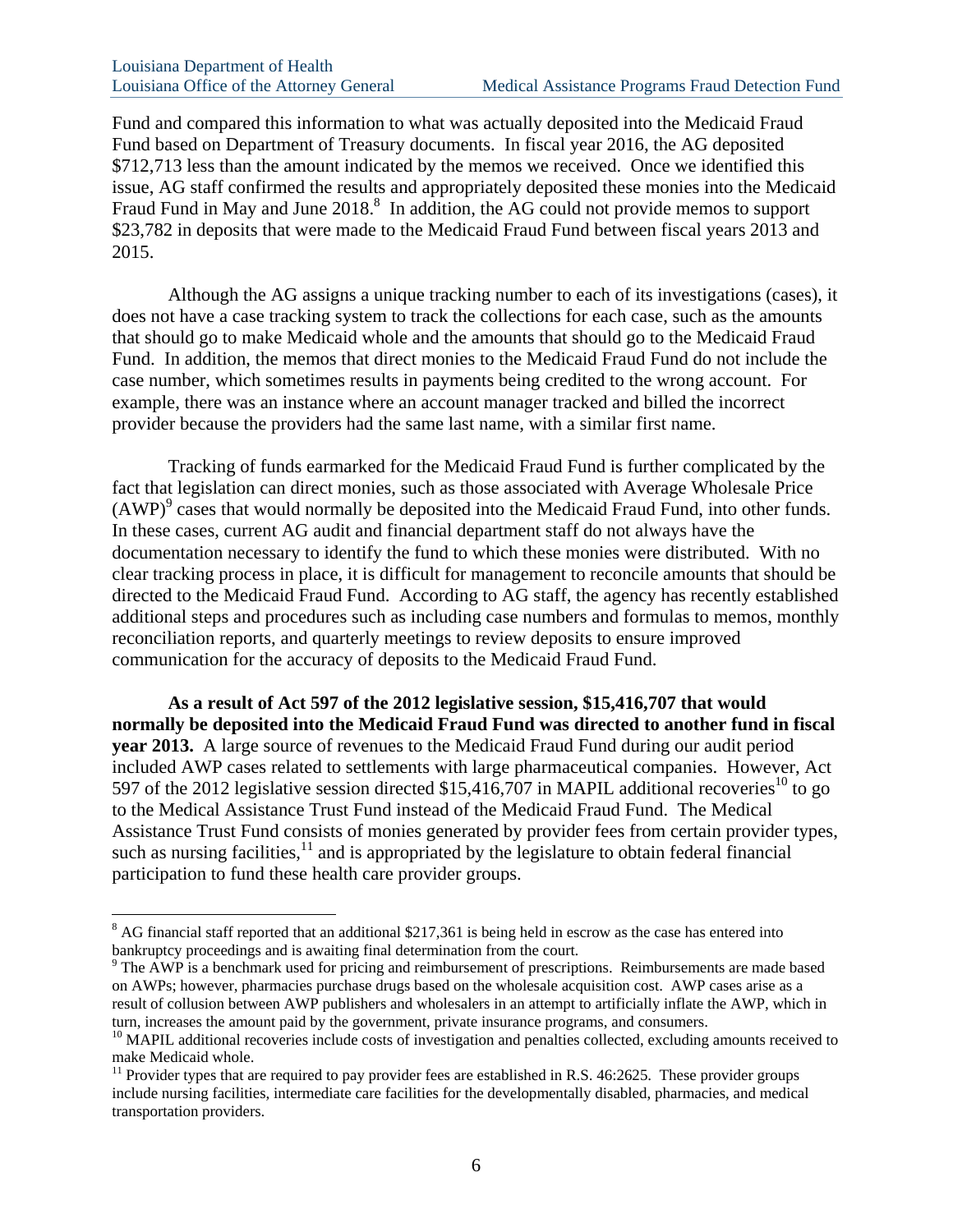Fund and compared this information to what was actually deposited into the Medicaid Fraud Fund based on Department of Treasury documents. In fiscal year 2016, the AG deposited $712,713 less than the amount indicated by the memos we received. Once we identified this issue, AG staff confirmed the results and appropriately deposited these monies into the Medicaid Fraud Fund in May and June 2018.[8] In addition, the AG could not provide memos to support $23,782 in deposits that were made to the Medicaid Fraud Fund between fiscal years 2013 and 2015.

Although the AG assigns a unique tracking number to each of its investigations (cases), it does not have a case tracking system to track the collections for each case, such as the amounts that should go to make Medicaid whole and the amounts that should go to the Medicaid Fraud Fund. In addition, the memos that direct monies to the Medicaid Fraud Fund do not include the case number, which sometimes results in payments being credited to the wrong account. For example, there was an instance where an account manager tracked and billed the incorrect provider because the providers had the same last name, with a similar first name.

Tracking of funds earmarked for the Medicaid Fraud Fund is further complicated by the fact that legislation can direct monies, such as those associated with Average Wholesale Price (AWP)[9] cases that would normally be deposited into the Medicaid Fraud Fund, into other funds. In these cases, current AG audit and financial department staff do not always have the documentation necessary to identify the fund to which these monies were distributed. With no clear tracking process in place, it is difficult for management to reconcile amounts that should be directed to the Medicaid Fraud Fund. According to AG staff, the agency has recently established additional steps and procedures such as including case numbers and formulas to memos, monthly reconciliation reports, and quarterly meetings to review deposits to ensure improved communication for the accuracy of deposits to the Medicaid Fraud Fund.

**As a result of Act 597 of the 2012 legislative session, $15,416,707 that would normally be deposited into the Medicaid Fraud Fund was directed to another fund in fiscal year 2013.** A large source of revenues to the Medicaid Fraud Fund during our audit period included AWP cases related to settlements with large pharmaceutical companies. However, Act 597 of the 2012 legislative session directed $15,416,707 in MAPIL additional recoveries[10] to go to the Medical Assistance Trust Fund instead of the Medicaid Fraud Fund. The Medical Assistance Trust Fund consists of monies generated by provider fees from certain provider types, such as nursing facilities,[11] and is appropriated by the legislature to obtain federal financial participation to fund these health care provider groups.

---

[8] AG financial staff reported that an additional $217,361 is being held in escrow as the case has entered into bankruptcy proceedings and is awaiting final determination from the court.

[9] The AWP is a benchmark used for pricing and reimbursement of prescriptions. Reimbursements are made based on AWPs; however, pharmacies purchase drugs based on the wholesale acquisition cost. AWP cases arise as a result of collusion between AWP publishers and wholesalers in an attempt to artificially inflate the AWP, which in turn, increases the amount paid by the government, private insurance programs, and consumers.

[10] MAPIL additional recoveries include costs of investigation and penalties collected, excluding amounts received to make Medicaid whole.

[11] Provider types that are required to pay provider fees are established in R.S. 46:2625. These provider groups include nursing facilities, intermediate care facilities for the developmentally disabled, pharmacies, and medical transportation providers.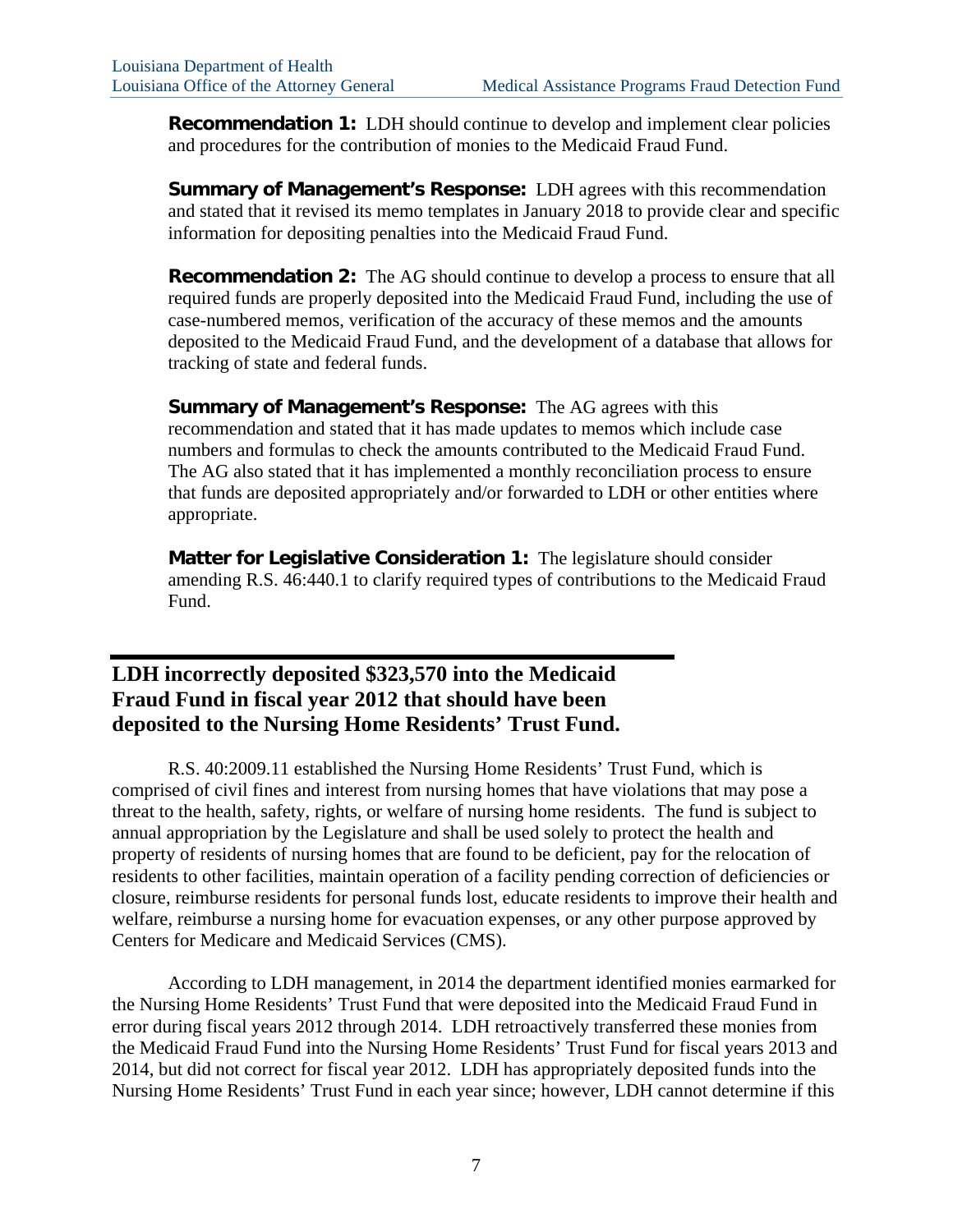**Recommendation 1:** LDH should continue to develop and implement clear policies and procedures for the contribution of monies to the Medicaid Fraud Fund.

**Summary of Management's Response:** LDH agrees with this recommendation and stated that it revised its memo templates in January 2018 to provide clear and specific information for depositing penalties into the Medicaid Fraud Fund.

**Recommendation 2:** The AG should continue to develop a process to ensure that all required funds are properly deposited into the Medicaid Fraud Fund, including the use of case-numbered memos, verification of the accuracy of these memos and the amounts deposited to the Medicaid Fraud Fund, and the development of a database that allows for tracking of state and federal funds.

**Summary of Management's Response:** The AG agrees with this recommendation and stated that it has made updates to memos which include case numbers and formulas to check the amounts contributed to the Medicaid Fraud Fund. The AG also stated that it has implemented a monthly reconciliation process to ensure that funds are deposited appropriately and/or forwarded to LDH or other entities where appropriate.

**Matter for Legislative Consideration 1:** The legislature should consider amending R.S. 46:440.1 to clarify required types of contributions to the Medicaid Fraud Fund.

## LDH incorrectly deposited $323,570 into the Medicaid Fraud Fund in fiscal year 2012 that should have been deposited to the Nursing Home Residents' Trust Fund.

R.S. 40:2009.11 established the Nursing Home Residents' Trust Fund, which is comprised of civil fines and interest from nursing homes that have violations that may pose a threat to the health, safety, rights, or welfare of nursing home residents. The fund is subject to annual appropriation by the Legislature and shall be used solely to protect the health and property of residents of nursing homes that are found to be deficient, pay for the relocation of residents to other facilities, maintain operation of a facility pending correction of deficiencies or closure, reimburse residents for personal funds lost, educate residents to improve their health and welfare, reimburse a nursing home for evacuation expenses, or any other purpose approved by Centers for Medicare and Medicaid Services (CMS).

According to LDH management, in 2014 the department identified monies earmarked for the Nursing Home Residents' Trust Fund that were deposited into the Medicaid Fraud Fund in error during fiscal years 2012 through 2014. LDH retroactively transferred these monies from the Medicaid Fraud Fund into the Nursing Home Residents' Trust Fund for fiscal years 2013 and 2014, but did not correct for fiscal year 2012. LDH has appropriately deposited funds into the Nursing Home Residents' Trust Fund in each year since; however, LDH cannot determine if this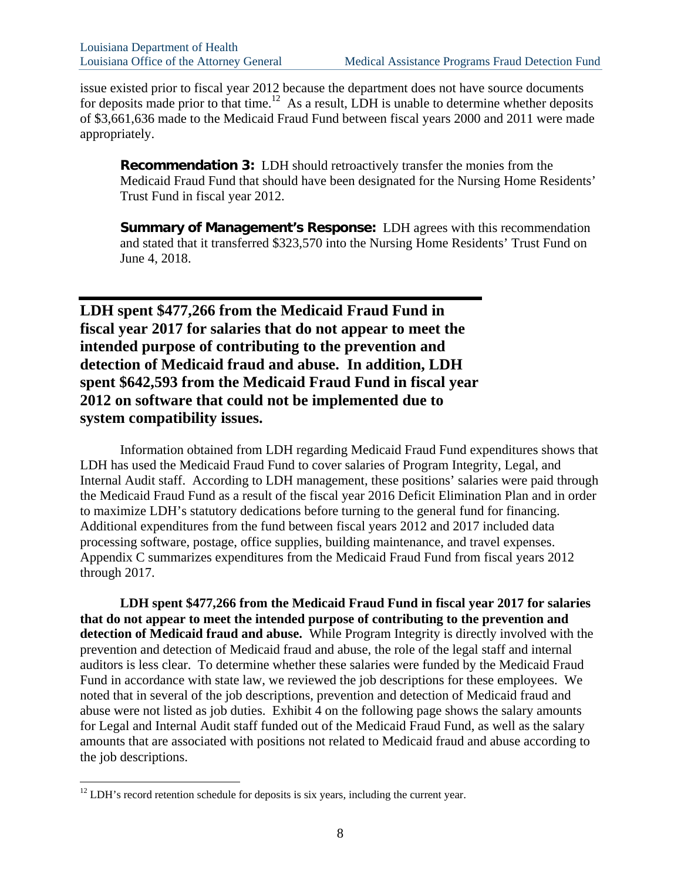issue existed prior to fiscal year 2012 because the department does not have source documents for deposits made prior to that time.[12] As a result, LDH is unable to determine whether deposits of $3,661,636 made to the Medicaid Fraud Fund between fiscal years 2000 and 2011 were made appropriately.

> **Recommendation 3:** LDH should retroactively transfer the monies from the Medicaid Fraud Fund that should have been designated for the Nursing Home Residents' Trust Fund in fiscal year 2012.
>
> **Summary of Management's Response:** LDH agrees with this recommendation and stated that it transferred $323,570 into the Nursing Home Residents' Trust Fund on June 4, 2018.

## LDH spent $477,266 from the Medicaid Fraud Fund in fiscal year 2017 for salaries that do not appear to meet the intended purpose of contributing to the prevention and detection of Medicaid fraud and abuse. In addition, LDH spent $642,593 from the Medicaid Fraud Fund in fiscal year 2012 on software that could not be implemented due to system compatibility issues.

Information obtained from LDH regarding Medicaid Fraud Fund expenditures shows that LDH has used the Medicaid Fraud Fund to cover salaries of Program Integrity, Legal, and Internal Audit staff. According to LDH management, these positions' salaries were paid through the Medicaid Fraud Fund as a result of the fiscal year 2016 Deficit Elimination Plan and in order to maximize LDH's statutory dedications before turning to the general fund for financing. Additional expenditures from the fund between fiscal years 2012 and 2017 included data processing software, postage, office supplies, building maintenance, and travel expenses. Appendix C summarizes expenditures from the Medicaid Fraud Fund from fiscal years 2012 through 2017.

**LDH spent $477,266 from the Medicaid Fraud Fund in fiscal year 2017 for salaries that do not appear to meet the intended purpose of contributing to the prevention and detection of Medicaid fraud and abuse.** While Program Integrity is directly involved with the prevention and detection of Medicaid fraud and abuse, the role of the legal staff and internal auditors is less clear. To determine whether these salaries were funded by the Medicaid Fraud Fund in accordance with state law, we reviewed the job descriptions for these employees. We noted that in several of the job descriptions, prevention and detection of Medicaid fraud and abuse were not listed as job duties. Exhibit 4 on the following page shows the salary amounts for Legal and Internal Audit staff funded out of the Medicaid Fraud Fund, as well as the salary amounts that are associated with positions not related to Medicaid fraud and abuse according to the job descriptions.

[12] LDH's record retention schedule for deposits is six years, including the current year.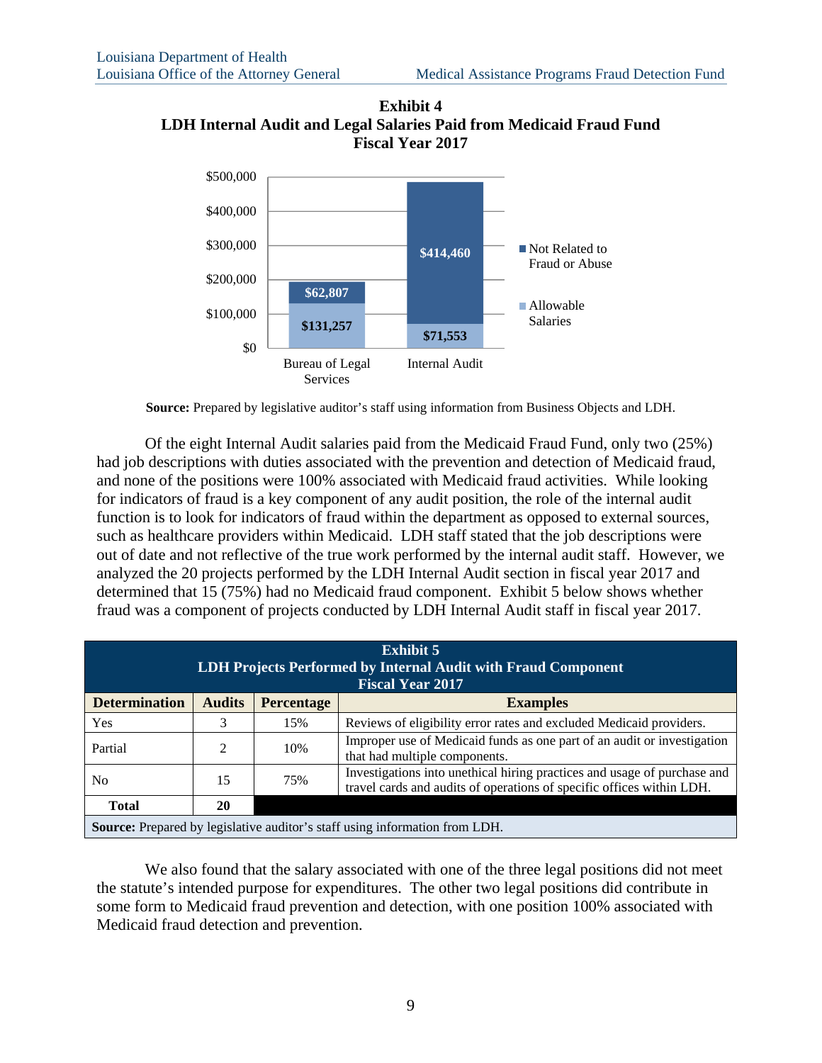**Exhibit 4**
**LDH Internal Audit and Legal Salaries Paid from Medicaid Fraud Fund**
**Fiscal Year 2017**

| | Bureau of Legal Services | Internal Audit |
|---|---|---|
| Not Related to Fraud or Abuse | $62,807 | $414,460 |
| Allowable Salaries | $131,257 | $71,553 |

**Source:** Prepared by legislative auditor's staff using information from Business Objects and LDH.

Of the eight Internal Audit salaries paid from the Medicaid Fraud Fund, only two (25%) had job descriptions with duties associated with the prevention and detection of Medicaid fraud, and none of the positions were 100% associated with Medicaid fraud activities. While looking for indicators of fraud is a key component of any audit position, the role of the internal audit function is to look for indicators of fraud within the department as opposed to external sources, such as healthcare providers within Medicaid. LDH staff stated that the job descriptions were out of date and not reflective of the true work performed by the internal audit staff. However, we analyzed the 20 projects performed by the LDH Internal Audit section in fiscal year 2017 and determined that 15 (75%) had no Medicaid fraud component. Exhibit 5 below shows whether fraud was a component of projects conducted by LDH Internal Audit staff in fiscal year 2017.

**Exhibit 5**
**LDH Projects Performed by Internal Audit with Fraud Component**
**Fiscal Year 2017**

| Determination | Audits | Percentage | Examples |
|---|---|---|---|
| Yes | 3 | 15% | Reviews of eligibility error rates and excluded Medicaid providers. |
| Partial | 2 | 10% | Improper use of Medicaid funds as one part of an audit or investigation that had multiple components. |
| No | 15 | 75% | Investigations into unethical hiring practices and usage of purchase and travel cards and audits of operations of specific offices within LDH. |
| **Total** | **20** | | |

**Source:** Prepared by legislative auditor's staff using information from LDH.

We also found that the salary associated with one of the three legal positions did not meet the statute's intended purpose for expenditures. The other two legal positions did contribute in some form to Medicaid fraud prevention and detection, with one position 100% associated with Medicaid fraud detection and prevention.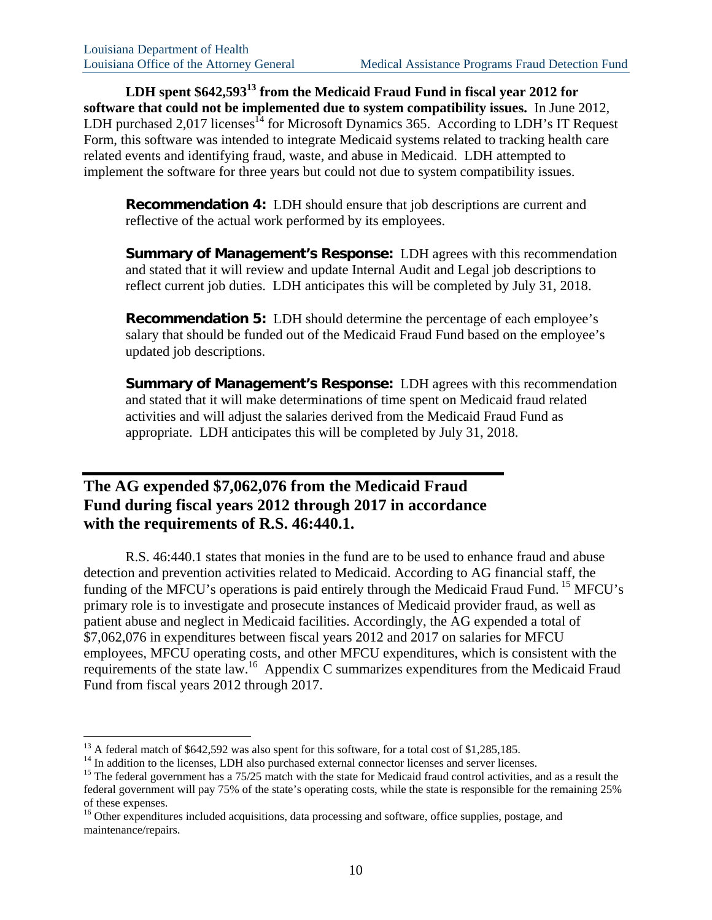**LDH spent $642,593[13] from the Medicaid Fraud Fund in fiscal year 2012 for software that could not be implemented due to system compatibility issues.** In June 2012, LDH purchased 2,017 licenses[14] for Microsoft Dynamics 365. According to LDH's IT Request Form, this software was intended to integrate Medicaid systems related to tracking health care related events and identifying fraud, waste, and abuse in Medicaid. LDH attempted to implement the software for three years but could not due to system compatibility issues.

> **Recommendation 4:** LDH should ensure that job descriptions are current and reflective of the actual work performed by its employees.
>
> **Summary of Management's Response:** LDH agrees with this recommendation and stated that it will review and update Internal Audit and Legal job descriptions to reflect current job duties. LDH anticipates this will be completed by July 31, 2018.
>
> **Recommendation 5:** LDH should determine the percentage of each employee's salary that should be funded out of the Medicaid Fraud Fund based on the employee's updated job descriptions.
>
> **Summary of Management's Response:** LDH agrees with this recommendation and stated that it will make determinations of time spent on Medicaid fraud related activities and will adjust the salaries derived from the Medicaid Fraud Fund as appropriate. LDH anticipates this will be completed by July 31, 2018.

## The AG expended $7,062,076 from the Medicaid Fraud Fund during fiscal years 2012 through 2017 in accordance with the requirements of R.S. 46:440.1.

R.S. 46:440.1 states that monies in the fund are to be used to enhance fraud and abuse detection and prevention activities related to Medicaid. According to AG financial staff, the funding of the MFCU's operations is paid entirely through the Medicaid Fraud Fund.[15] MFCU's primary role is to investigate and prosecute instances of Medicaid provider fraud, as well as patient abuse and neglect in Medicaid facilities. Accordingly, the AG expended a total of $7,062,076 in expenditures between fiscal years 2012 and 2017 on salaries for MFCU employees, MFCU operating costs, and other MFCU expenditures, which is consistent with the requirements of the state law.[16] Appendix C summarizes expenditures from the Medicaid Fraud Fund from fiscal years 2012 through 2017.

---

[13] A federal match of $642,592 was also spent for this software, for a total cost of $1,285,185.

[14] In addition to the licenses, LDH also purchased external connector licenses and server licenses.

[15] The federal government has a 75/25 match with the state for Medicaid fraud control activities, and as a result the federal government will pay 75% of the state's operating costs, while the state is responsible for the remaining 25% of these expenses.

[16] Other expenditures included acquisitions, data processing and software, office supplies, postage, and maintenance/repairs.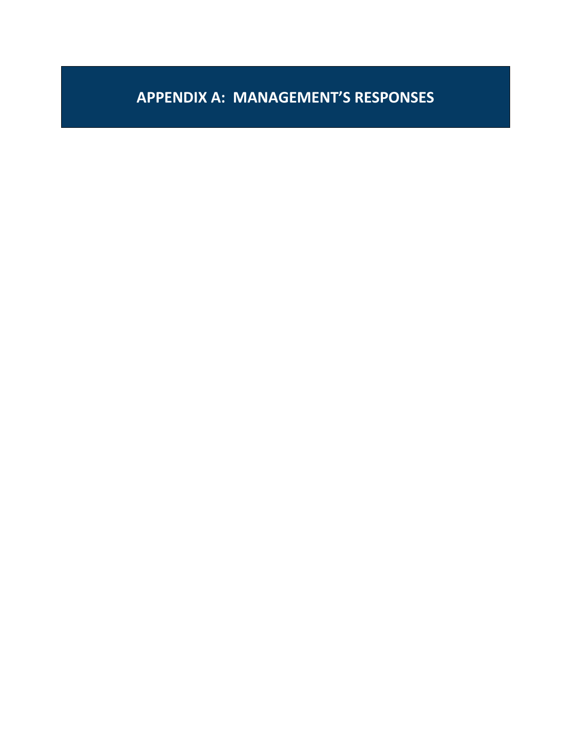# APPENDIX A: MANAGEMENT'S RESPONSES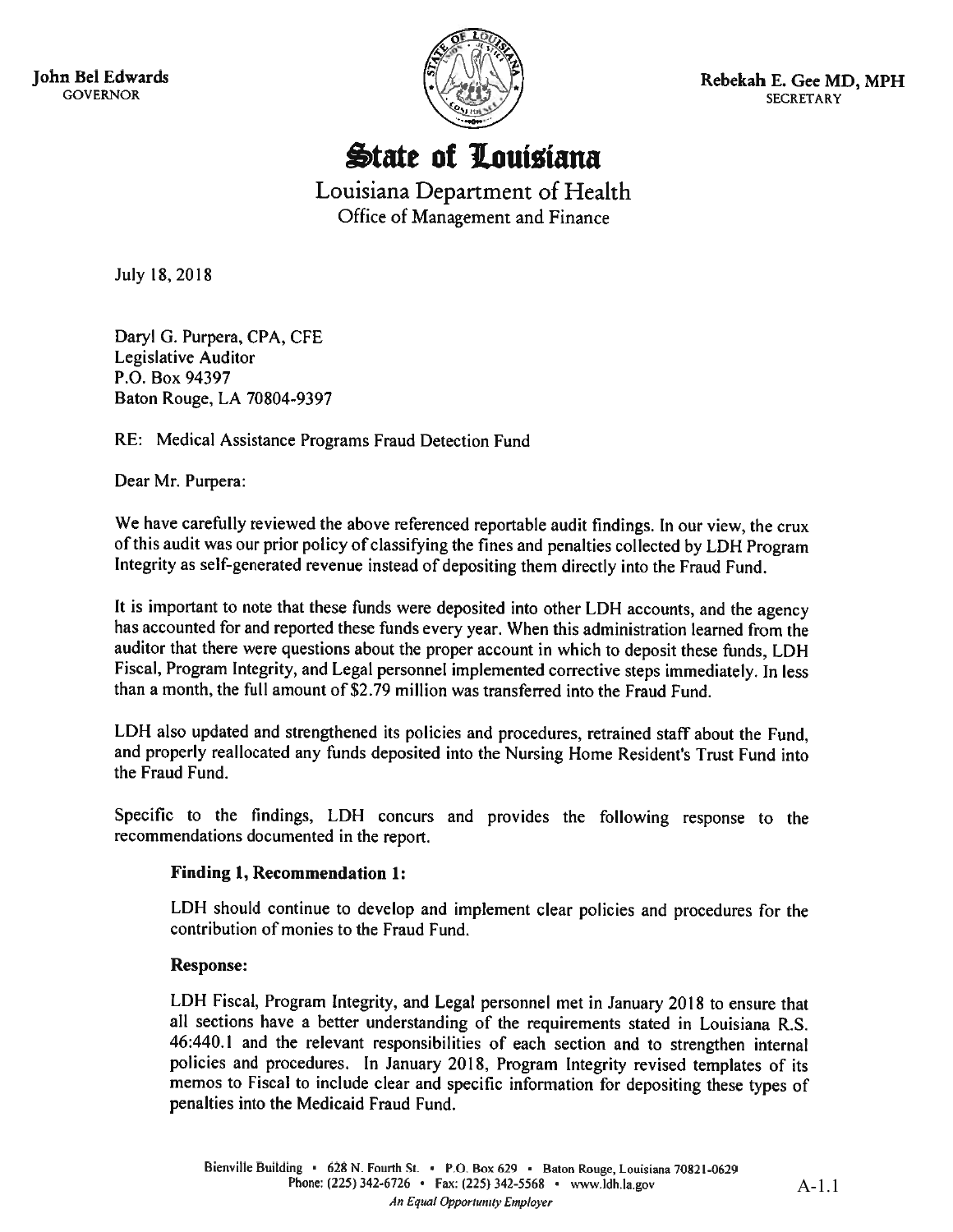John Bel Edwards
GOVERNOR

Rebekah E. Gee MD, MPH
SECRETARY

# State of Louisiana

## Louisiana Department of Health
Office of Management and Finance

July 18, 2018

Daryl G. Purpera, CPA, CFE
Legislative Auditor
P.O. Box 94397
Baton Rouge, LA 70804-9397

RE: Medical Assistance Programs Fraud Detection Fund

Dear Mr. Purpera:

We have carefully reviewed the above referenced reportable audit findings. In our view, the crux of this audit was our prior policy of classifying the fines and penalties collected by LDH Program Integrity as self-generated revenue instead of depositing them directly into the Fraud Fund.

It is important to note that these funds were deposited into other LDH accounts, and the agency has accounted for and reported these funds every year. When this administration learned from the auditor that there were questions about the proper account in which to deposit these funds, LDH Fiscal, Program Integrity, and Legal personnel implemented corrective steps immediately. In less than a month, the full amount of $2.79 million was transferred into the Fraud Fund.

LDH also updated and strengthened its policies and procedures, retrained staff about the Fund, and properly reallocated any funds deposited into the Nursing Home Resident's Trust Fund into the Fraud Fund.

Specific to the findings, LDH concurs and provides the following response to the recommendations documented in the report.

**Finding 1, Recommendation 1:**

LDH should continue to develop and implement clear policies and procedures for the contribution of monies to the Fraud Fund.

**Response:**

LDH Fiscal, Program Integrity, and Legal personnel met in January 2018 to ensure that all sections have a better understanding of the requirements stated in Louisiana R.S. 46:440.1 and the relevant responsibilities of each section and to strengthen internal policies and procedures. In January 2018, Program Integrity revised templates of its memos to Fiscal to include clear and specific information for depositing these types of penalties into the Medicaid Fraud Fund.

Bienville Building • 628 N. Fourth St. • P.O. Box 629 • Baton Rouge, Louisiana 70821-0629
Phone: (225) 342-6726 • Fax: (225) 342-5568 • www.ldh.la.gov
*An Equal Opportunity Employer*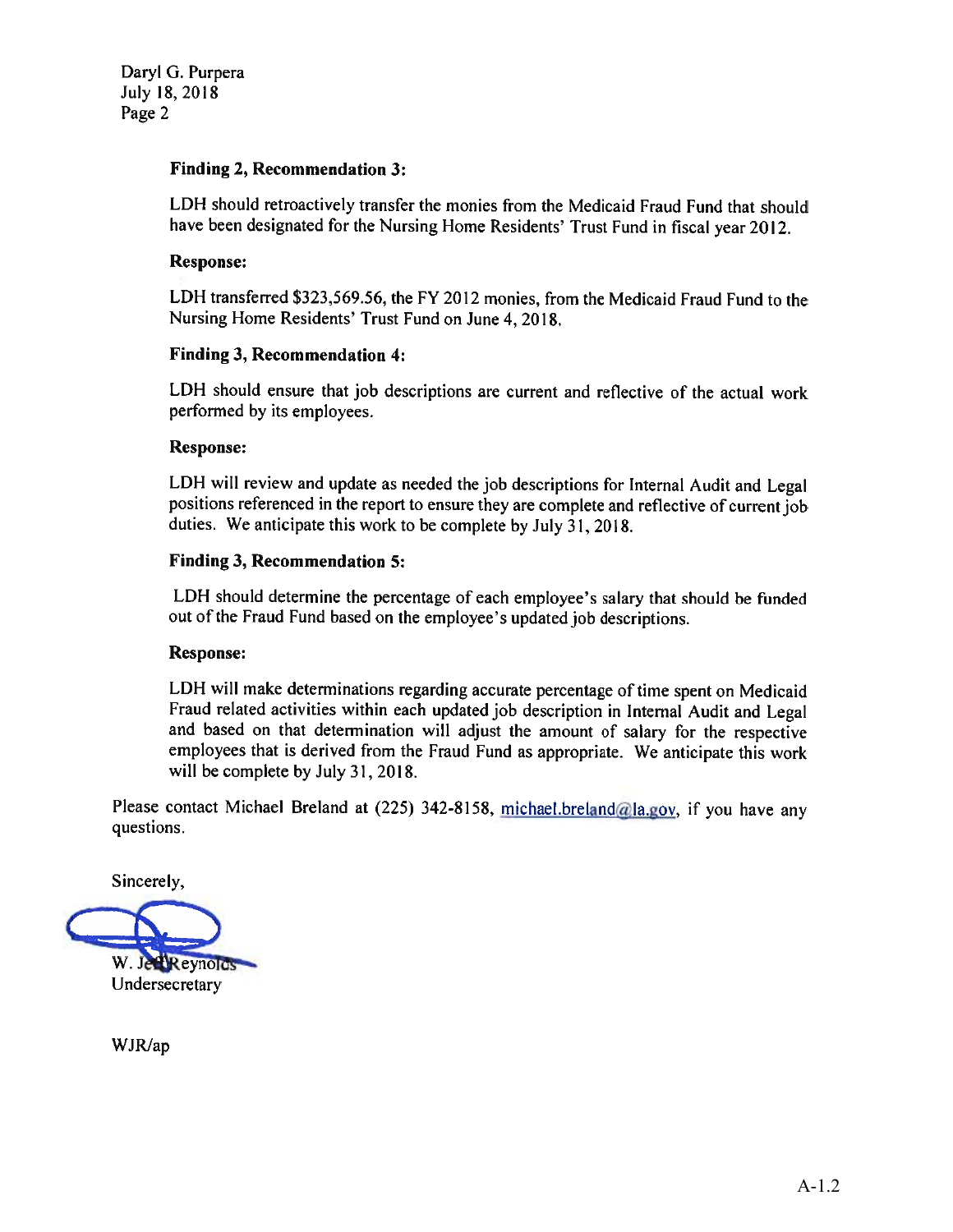Daryl G. Purpera
July 18, 2018
Page 2

**Finding 2, Recommendation 3:**

LDH should retroactively transfer the monies from the Medicaid Fraud Fund that should have been designated for the Nursing Home Residents' Trust Fund in fiscal year 2012.

**Response:**

LDH transferred $323,569.56, the FY 2012 monies, from the Medicaid Fraud Fund to the Nursing Home Residents' Trust Fund on June 4, 2018.

**Finding 3, Recommendation 4:**

LDH should ensure that job descriptions are current and reflective of the actual work performed by its employees.

**Response:**

LDH will review and update as needed the job descriptions for Internal Audit and Legal positions referenced in the report to ensure they are complete and reflective of current job duties. We anticipate this work to be complete by July 31, 2018.

**Finding 3, Recommendation 5:**

LDH should determine the percentage of each employee's salary that should be funded out of the Fraud Fund based on the employee's updated job descriptions.

**Response:**

LDH will make determinations regarding accurate percentage of time spent on Medicaid Fraud related activities within each updated job description in Internal Audit and Legal and based on that determination will adjust the amount of salary for the respective employees that is derived from the Fraud Fund as appropriate. We anticipate this work will be complete by July 31, 2018.

Please contact Michael Breland at (225) 342-8158, michael.breland@la.gov, if you have any questions.

Sincerely,

W. Jeff Reynolds
Undersecretary

WJR/ap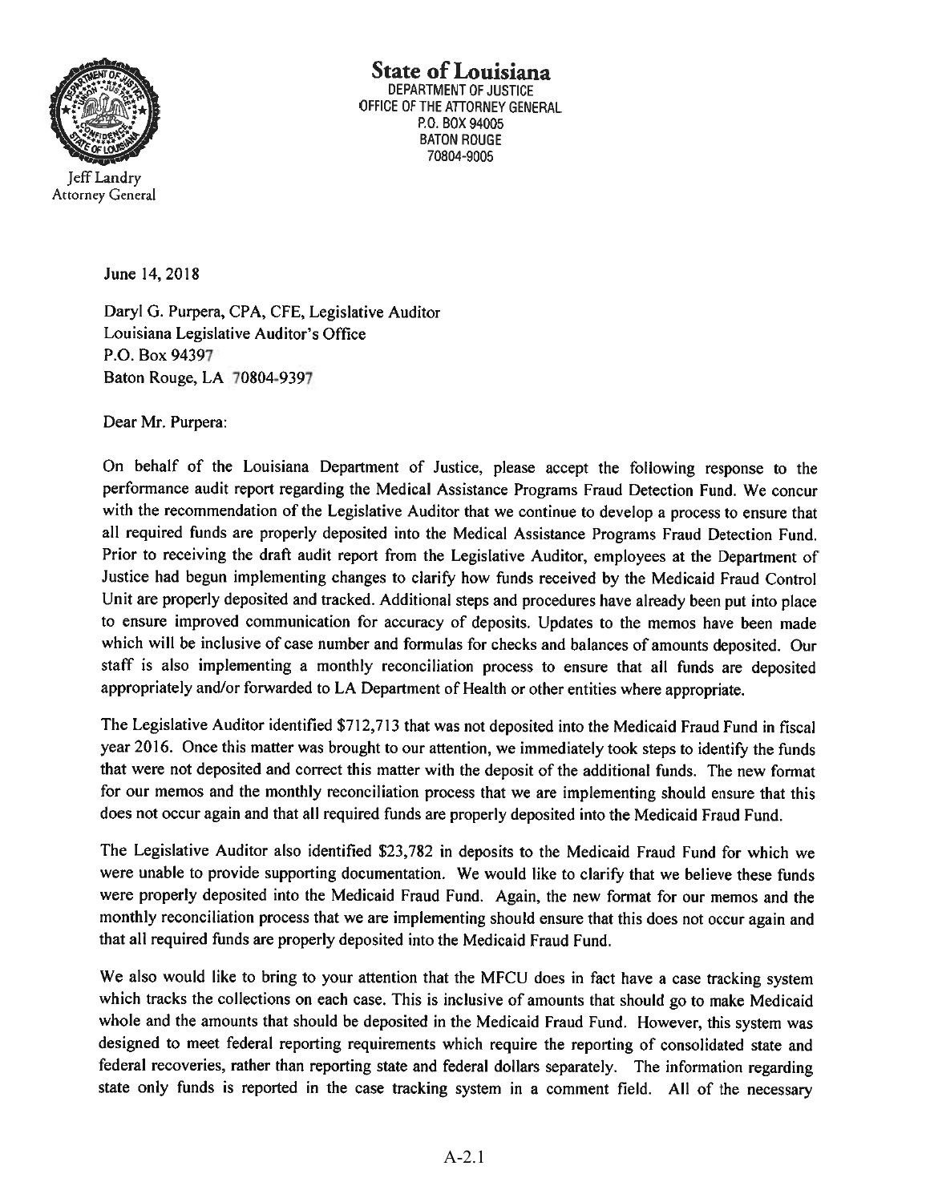**State of Louisiana**
DEPARTMENT OF JUSTICE
OFFICE OF THE ATTORNEY GENERAL
P.O. BOX 94005
BATON ROUGE
70804-9005

Jeff Landry
Attorney General

June 14, 2018

Daryl G. Purpera, CPA, CFE, Legislative Auditor
Louisiana Legislative Auditor's Office
P.O. Box 94397
Baton Rouge, LA 70804-9397

Dear Mr. Purpera:

On behalf of the Louisiana Department of Justice, please accept the following response to the performance audit report regarding the Medical Assistance Programs Fraud Detection Fund. We concur with the recommendation of the Legislative Auditor that we continue to develop a process to ensure that all required funds are properly deposited into the Medical Assistance Programs Fraud Detection Fund. Prior to receiving the draft audit report from the Legislative Auditor, employees at the Department of Justice had begun implementing changes to clarify how funds received by the Medicaid Fraud Control Unit are properly deposited and tracked. Additional steps and procedures have already been put into place to ensure improved communication for accuracy of deposits. Updates to the memos have been made which will be inclusive of case number and formulas for checks and balances of amounts deposited. Our staff is also implementing a monthly reconciliation process to ensure that all funds are deposited appropriately and/or forwarded to LA Department of Health or other entities where appropriate.

The Legislative Auditor identified $712,713 that was not deposited into the Medicaid Fraud Fund in fiscal year 2016. Once this matter was brought to our attention, we immediately took steps to identify the funds that were not deposited and correct this matter with the deposit of the additional funds. The new format for our memos and the monthly reconciliation process that we are implementing should ensure that this does not occur again and that all required funds are properly deposited into the Medicaid Fraud Fund.

The Legislative Auditor also identified $23,782 in deposits to the Medicaid Fraud Fund for which we were unable to provide supporting documentation. We would like to clarify that we believe these funds were properly deposited into the Medicaid Fraud Fund. Again, the new format for our memos and the monthly reconciliation process that we are implementing should ensure that this does not occur again and that all required funds are properly deposited into the Medicaid Fraud Fund.

We also would like to bring to your attention that the MFCU does in fact have a case tracking system which tracks the collections on each case. This is inclusive of amounts that should go to make Medicaid whole and the amounts that should be deposited in the Medicaid Fraud Fund. However, this system was designed to meet federal reporting requirements which require the reporting of consolidated state and federal recoveries, rather than reporting state and federal dollars separately. The information regarding state only funds is reported in the case tracking system in a comment field. All of the necessary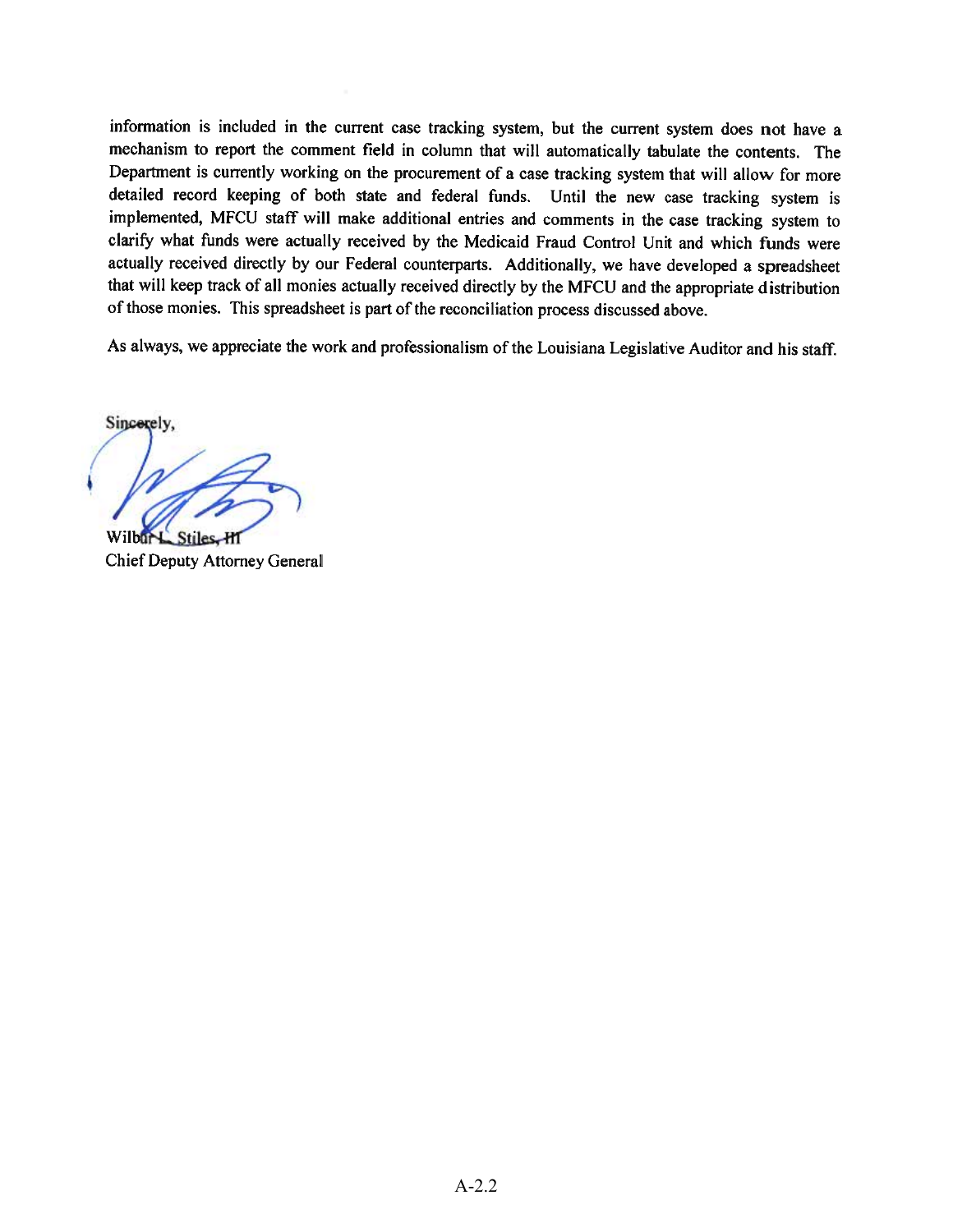information is included in the current case tracking system, but the current system does not have a mechanism to report the comment field in column that will automatically tabulate the contents. The Department is currently working on the procurement of a case tracking system that will allow for more detailed record keeping of both state and federal funds. Until the new case tracking system is implemented, MFCU staff will make additional entries and comments in the case tracking system to clarify what funds were actually received by the Medicaid Fraud Control Unit and which funds were actually received directly by our Federal counterparts. Additionally, we have developed a spreadsheet that will keep track of all monies actually received directly by the MFCU and the appropriate distribution of those monies. This spreadsheet is part of the reconciliation process discussed above.

As always, we appreciate the work and professionalism of the Louisiana Legislative Auditor and his staff.

Sincerely,

Wilbur L. Stiles, III
Chief Deputy Attorney General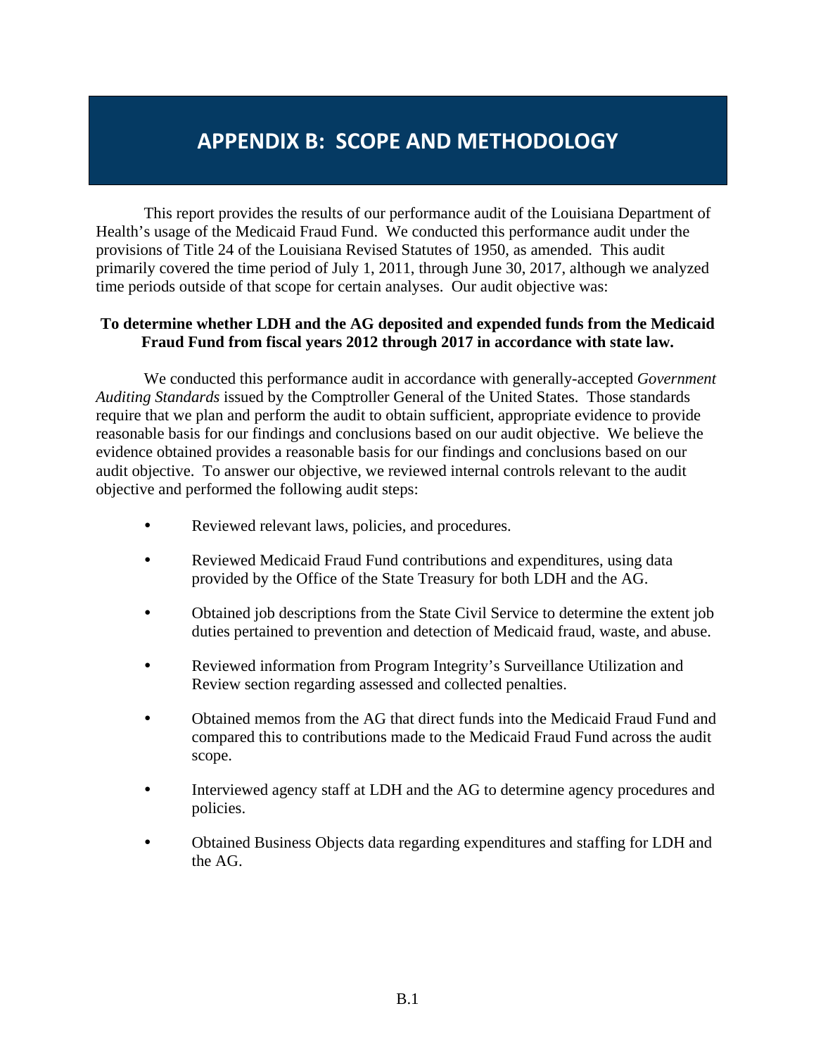# APPENDIX B: SCOPE AND METHODOLOGY

This report provides the results of our performance audit of the Louisiana Department of Health's usage of the Medicaid Fraud Fund. We conducted this performance audit under the provisions of Title 24 of the Louisiana Revised Statutes of 1950, as amended. This audit primarily covered the time period of July 1, 2011, through June 30, 2017, although we analyzed time periods outside of that scope for certain analyses. Our audit objective was:

**To determine whether LDH and the AG deposited and expended funds from the Medicaid Fraud Fund from fiscal years 2012 through 2017 in accordance with state law.**

We conducted this performance audit in accordance with generally-accepted *Government Auditing Standards* issued by the Comptroller General of the United States. Those standards require that we plan and perform the audit to obtain sufficient, appropriate evidence to provide reasonable basis for our findings and conclusions based on our audit objective. We believe the evidence obtained provides a reasonable basis for our findings and conclusions based on our audit objective. To answer our objective, we reviewed internal controls relevant to the audit objective and performed the following audit steps:

- Reviewed relevant laws, policies, and procedures.
- Reviewed Medicaid Fraud Fund contributions and expenditures, using data provided by the Office of the State Treasury for both LDH and the AG.
- Obtained job descriptions from the State Civil Service to determine the extent job duties pertained to prevention and detection of Medicaid fraud, waste, and abuse.
- Reviewed information from Program Integrity's Surveillance Utilization and Review section regarding assessed and collected penalties.
- Obtained memos from the AG that direct funds into the Medicaid Fraud Fund and compared this to contributions made to the Medicaid Fraud Fund across the audit scope.
- Interviewed agency staff at LDH and the AG to determine agency procedures and policies.
- Obtained Business Objects data regarding expenditures and staffing for LDH and the AG.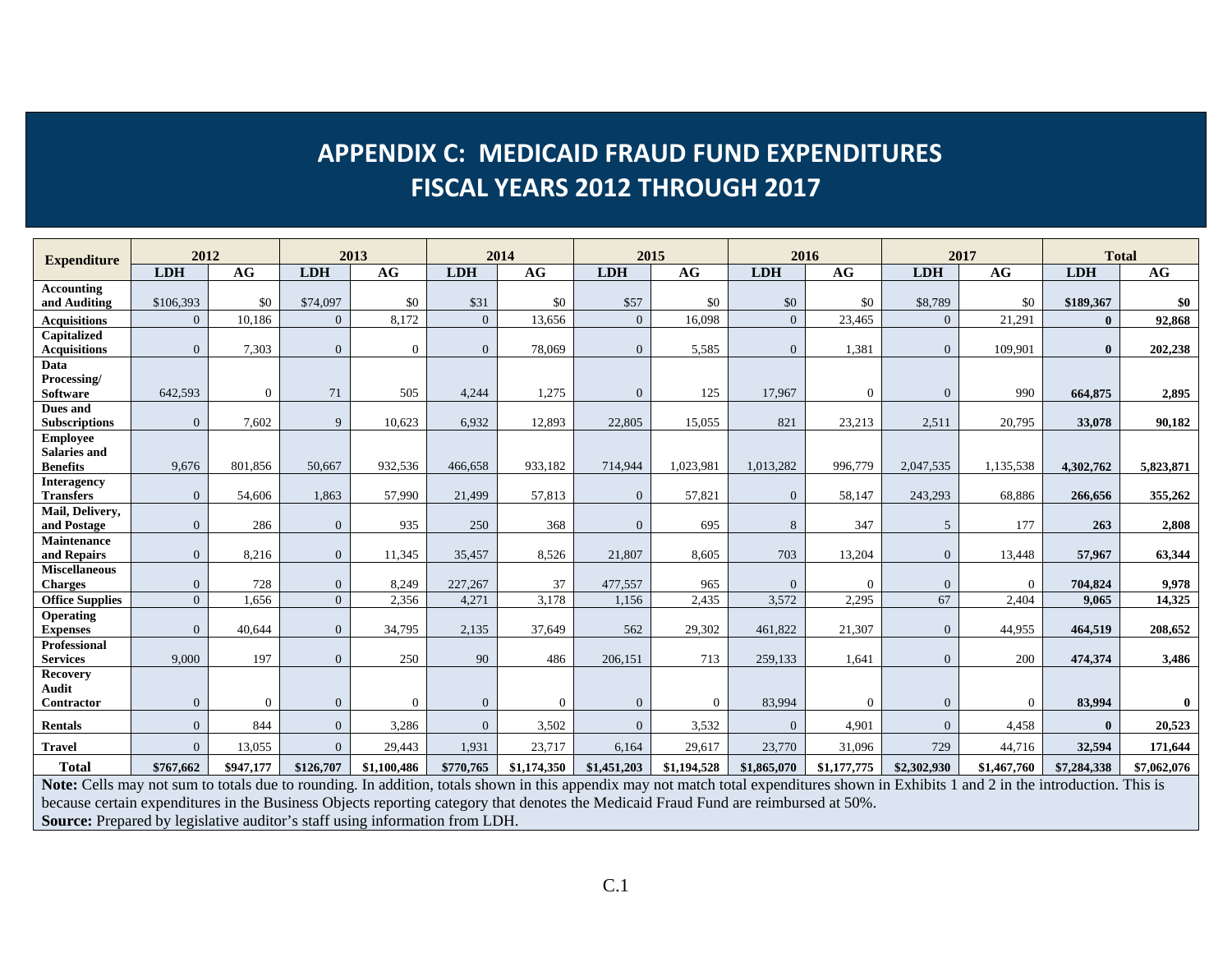# APPENDIX C: MEDICAID FRAUD FUND EXPENDITURES FISCAL YEARS 2012 THROUGH 2017

| Expenditure | 2012 | | 2013 | | 2014 | | 2015 | | 2016 | | 2017 | | Total | |
|---|---|---|---|---|---|---|---|---|---|---|---|---|---|---|
| | LDH | AG | LDH | AG | LDH | AG | LDH | AG | LDH | AG | LDH | AG | LDH | AG |
| Accounting and Auditing | $106,393 | $0 | $74,097 | $0 | $31 | $0 | $57 | $0 | $0 | $0 | $8,789 | $0 | **$189,367** | **$0** |
| Acquisitions | 0 | 10,186 | 0 | 8,172 | 0 | 13,656 | 0 | 16,098 | 0 | 23,465 | 0 | 21,291 | **0** | **92,868** |
| Capitalized Acquisitions | 0 | 7,303 | 0 | 0 | 0 | 78,069 | 0 | 5,585 | 0 | 1,381 | 0 | 109,901 | **0** | **202,238** |
| Data Processing/ Software | 642,593 | 0 | 71 | 505 | 4,244 | 1,275 | 0 | 125 | 17,967 | 0 | 0 | 990 | **664,875** | **2,895** |
| Dues and Subscriptions | 0 | 7,602 | 9 | 10,623 | 6,932 | 12,893 | 22,805 | 15,055 | 821 | 23,213 | 2,511 | 20,795 | **33,078** | **90,182** |
| Employee Salaries and Benefits | 9,676 | 801,856 | 50,667 | 932,536 | 466,658 | 933,182 | 714,944 | 1,023,981 | 1,013,282 | 996,779 | 2,047,535 | 1,135,538 | **4,302,762** | **5,823,871** |
| Interagency Transfers | 0 | 54,606 | 1,863 | 57,990 | 21,499 | 57,813 | 0 | 57,821 | 0 | 58,147 | 243,293 | 68,886 | **266,656** | **355,262** |
| Mail, Delivery, and Postage | 0 | 286 | 0 | 935 | 250 | 368 | 0 | 695 | 8 | 347 | 5 | 177 | **263** | **2,808** |
| Maintenance and Repairs | 0 | 8,216 | 0 | 11,345 | 35,457 | 8,526 | 21,807 | 8,605 | 703 | 13,204 | 0 | 13,448 | **57,967** | **63,344** |
| Miscellaneous Charges | 0 | 728 | 0 | 8,249 | 227,267 | 37 | 477,557 | 965 | 0 | 0 | 0 | 0 | **704,824** | **9,978** |
| Office Supplies | 0 | 1,656 | 0 | 2,356 | 4,271 | 3,178 | 1,156 | 2,435 | 3,572 | 2,295 | 67 | 2,404 | **9,065** | **14,325** |
| Operating Expenses | 0 | 40,644 | 0 | 34,795 | 2,135 | 37,649 | 562 | 29,302 | 461,822 | 21,307 | 0 | 44,955 | **464,519** | **208,652** |
| Professional Services | 9,000 | 197 | 0 | 250 | 90 | 486 | 206,151 | 713 | 259,133 | 1,641 | 0 | 200 | **474,374** | **3,486** |
| Recovery Audit Contractor | 0 | 0 | 0 | 0 | 0 | 0 | 0 | 0 | 83,994 | 0 | 0 | 0 | **83,994** | **0** |
| Rentals | 0 | 844 | 0 | 3,286 | 0 | 3,502 | 0 | 3,532 | 0 | 4,901 | 0 | 4,458 | **0** | **20,523** |
| Travel | 0 | 13,055 | 0 | 29,443 | 1,931 | 23,717 | 6,164 | 29,617 | 23,770 | 31,096 | 729 | 44,716 | **32,594** | **171,644** |
| **Total** | **$767,662** | **$947,177** | **$126,707** | **$1,100,486** | **$770,765** | **$1,174,350** | **$1,451,203** | **$1,194,528** | **$1,865,070** | **$1,177,775** | **$2,302,930** | **$1,467,760** | **$7,284,338** | **$7,062,076** |

**Note:** Cells may not sum to totals due to rounding. In addition, totals shown in this appendix may not match total expenditures shown in Exhibits 1 and 2 in the introduction. This is because certain expenditures in the Business Objects reporting category that denotes the Medicaid Fraud Fund are reimbursed at 50%.
**Source:** Prepared by legislative auditor's staff using information from LDH.